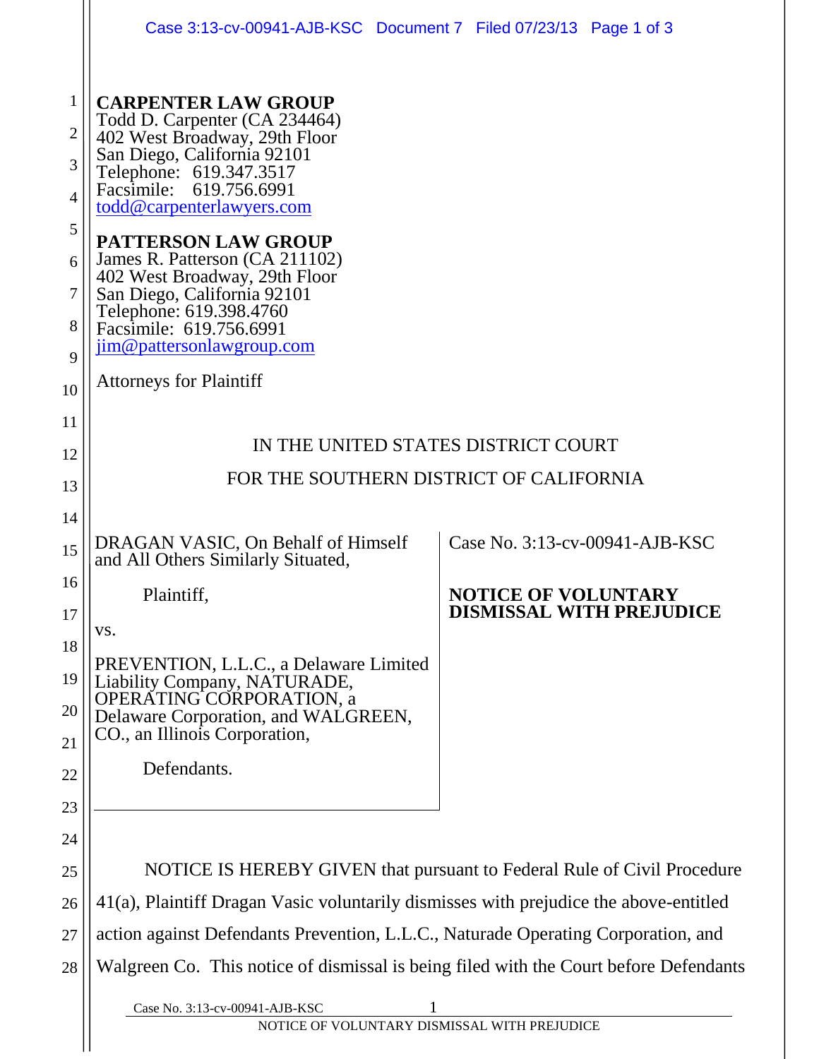**CARPENTER LAW GROUP**
Todd D. Carpenter (CA 234464)
402 West Broadway, 29th Floor
San Diego, California 92101
Telephone: 619.347.3517
Facsimile: 619.756.6991
todd@carpenterlawyers.com

**PATTERSON LAW GROUP**
James R. Patterson (CA 211102)
402 West Broadway, 29th Floor
San Diego, California 92101
Telephone: 619.398.4760
Facsimile: 619.756.6991
jim@pattersonlawgroup.com

Attorneys for Plaintiff

IN THE UNITED STATES DISTRICT COURT

FOR THE SOUTHERN DISTRICT OF CALIFORNIA

DRAGAN VASIC, On Behalf of Himself and All Others Similarly Situated,

Plaintiff,

vs.

PREVENTION, L.L.C., a Delaware Limited Liability Company, NATURADE, OPERATING CORPORATION, a Delaware Corporation, and WALGREEN, CO., an Illinois Corporation,

Defendants.

Case No. 3:13-cv-00941-AJB-KSC

**NOTICE OF VOLUNTARY DISMISSAL WITH PREJUDICE**

NOTICE IS HEREBY GIVEN that pursuant to Federal Rule of Civil Procedure 41(a), Plaintiff Dragan Vasic voluntarily dismisses with prejudice the above-entitled action against Defendants Prevention, L.L.C., Naturade Operating Corporation, and Walgreen Co. This notice of dismissal is being filed with the Court before Defendants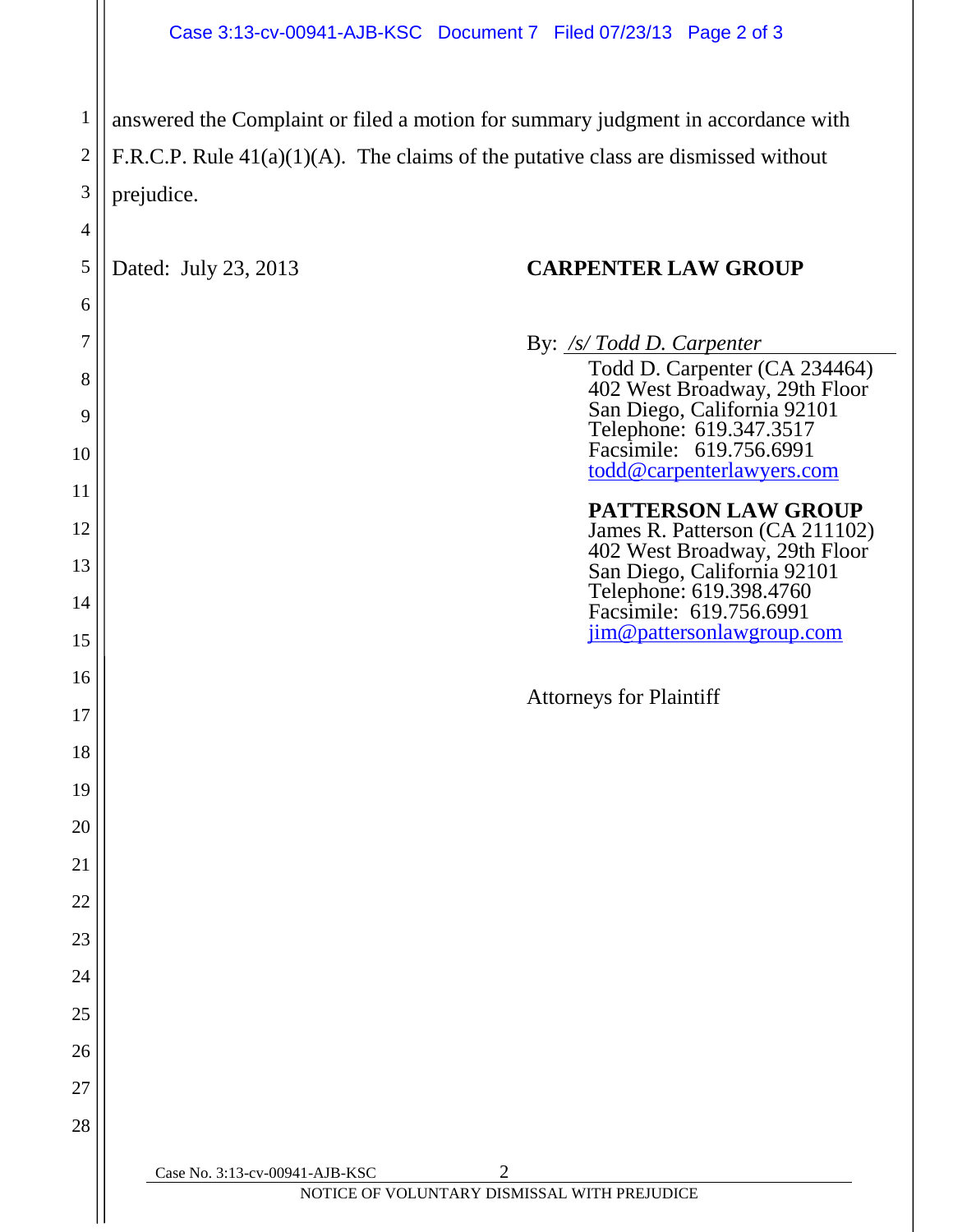answered the Complaint or filed a motion for summary judgment in accordance with F.R.C.P. Rule 41(a)(1)(A). The claims of the putative class are dismissed without prejudice.

Dated: July 23, 2013

**CARPENTER LAW GROUP**

By: */s/ Todd D. Carpenter*
Todd D. Carpenter (CA 234464)
402 West Broadway, 29th Floor
San Diego, California 92101
Telephone: 619.347.3517
Facsimile: 619.756.6991
todd@carpenterlawyers.com

**PATTERSON LAW GROUP**
James R. Patterson (CA 211102)
402 West Broadway, 29th Floor
San Diego, California 92101
Telephone: 619.398.4760
Facsimile: 619.756.6991
jim@pattersonlawgroup.com

Attorneys for Plaintiff

Case No. 3:13-cv-00941-AJB-KSC

NOTICE OF VOLUNTARY DISMISSAL WITH PREJUDICE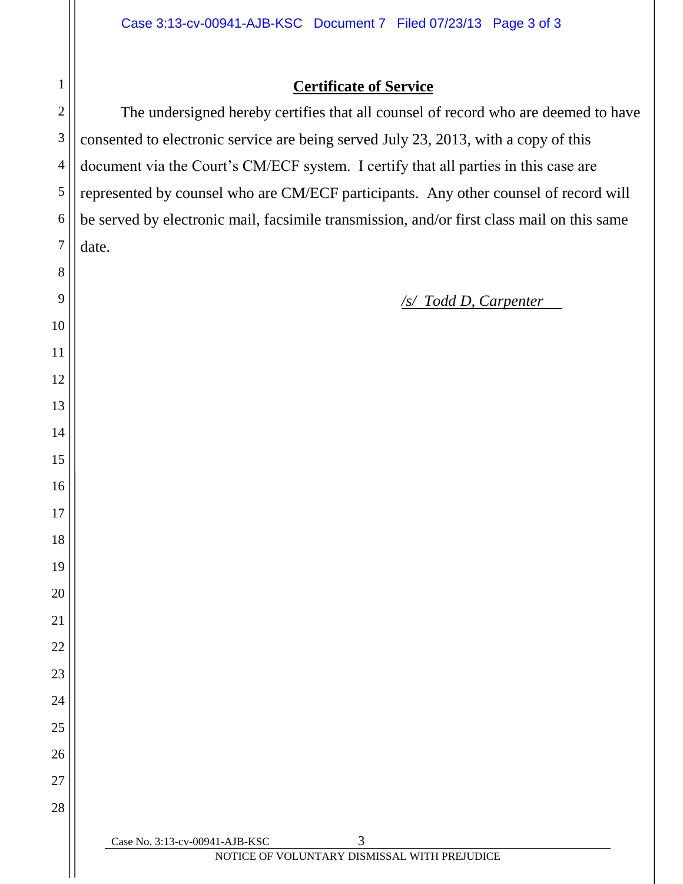# **Certificate of Service**

The undersigned hereby certifies that all counsel of record who are deemed to have consented to electronic service are being served July 23, 2013, with a copy of this document via the Court's CM/ECF system. I certify that all parties in this case are represented by counsel who are CM/ECF participants. Any other counsel of record will be served by electronic mail, facsimile transmission, and/or first class mail on this same date.

*/s/ Todd D, Carpenter*

Case No. 3:13-cv-00941-AJB-KSC

NOTICE OF VOLUNTARY DISMISSAL WITH PREJUDICE